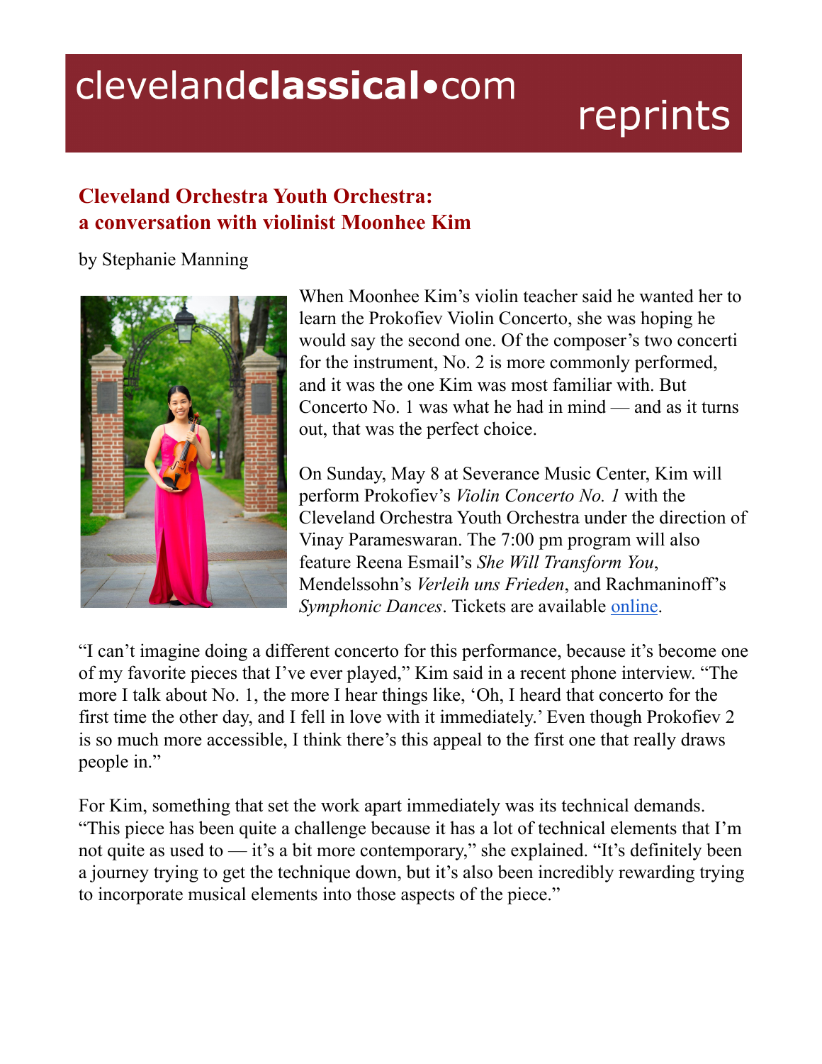# Cleveland Orchestra Youth Orchestra: a conversation with violinist Moonhee Kim

by Stephanie Manning

When Moonhee Kim's violin teacher said he wanted her to learn the Prokofiev Violin Concerto, she was hoping he would say the second one. Of the composer's two concerti for the instrument, No. 2 is more commonly performed, and it was the one Kim was most familiar with. But Concerto No. 1 was what he had in mind — and as it turns out, that was the perfect choice.

On Sunday, May 8 at Severance Music Center, Kim will perform Prokofiev's *Violin Concerto No. 1* with the Cleveland Orchestra Youth Orchestra under the direction of Vinay Parameswaran. The 7:00 pm program will also feature Reena Esmail's *She Will Transform You*, Mendelssohn's *Verleih uns Frieden*, and Rachmaninoff's *Symphonic Dances*. Tickets are available online.

"I can't imagine doing a different concerto for this performance, because it's become one of my favorite pieces that I've ever played," Kim said in a recent phone interview. "The more I talk about No. 1, the more I hear things like, 'Oh, I heard that concerto for the first time the other day, and I fell in love with it immediately.' Even though Prokofiev 2 is so much more accessible, I think there's this appeal to the first one that really draws people in."

For Kim, something that set the work apart immediately was its technical demands. "This piece has been quite a challenge because it has a lot of technical elements that I'm not quite as used to — it's a bit more contemporary," she explained. "It's definitely been a journey trying to get the technique down, but it's also been incredibly rewarding trying to incorporate musical elements into those aspects of the piece."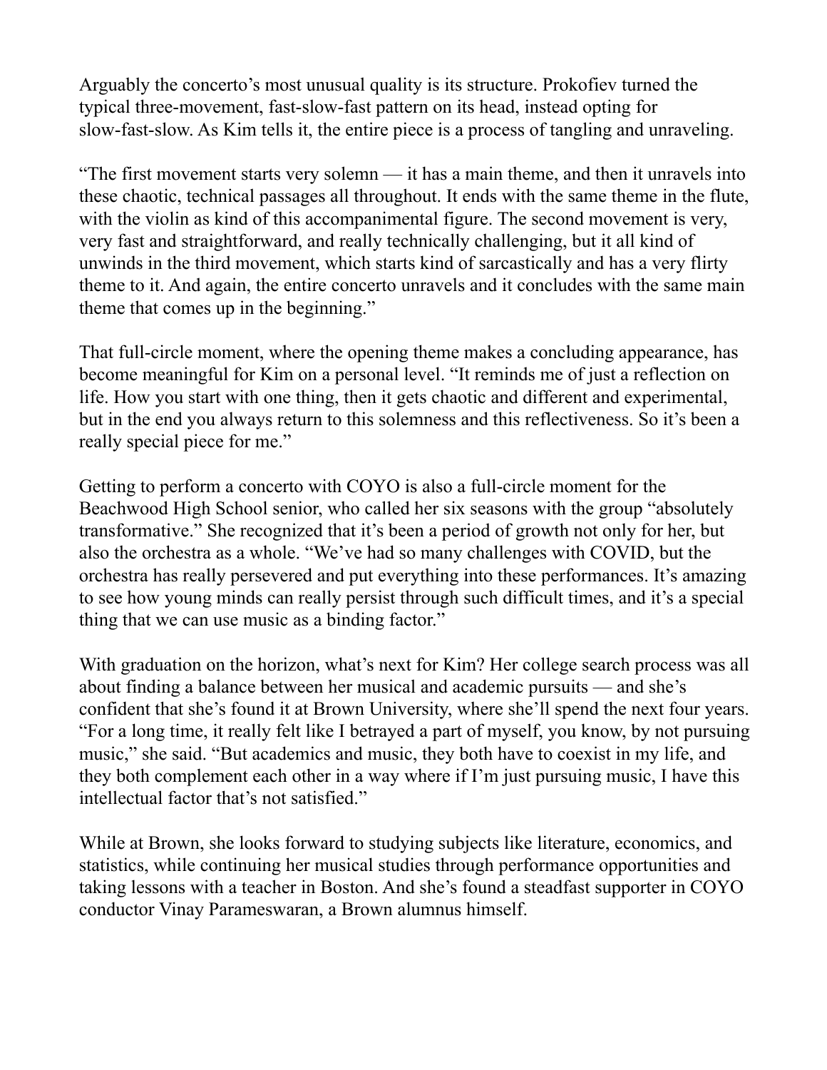Arguably the concerto's most unusual quality is its structure. Prokofiev turned the typical three-movement, fast-slow-fast pattern on its head, instead opting for slow-fast-slow. As Kim tells it, the entire piece is a process of tangling and unraveling.

"The first movement starts very solemn — it has a main theme, and then it unravels into these chaotic, technical passages all throughout. It ends with the same theme in the flute, with the violin as kind of this accompanimental figure. The second movement is very, very fast and straightforward, and really technically challenging, but it all kind of unwinds in the third movement, which starts kind of sarcastically and has a very flirty theme to it. And again, the entire concerto unravels and it concludes with the same main theme that comes up in the beginning."

That full-circle moment, where the opening theme makes a concluding appearance, has become meaningful for Kim on a personal level. "It reminds me of just a reflection on life. How you start with one thing, then it gets chaotic and different and experimental, but in the end you always return to this solemness and this reflectiveness. So it's been a really special piece for me."

Getting to perform a concerto with COYO is also a full-circle moment for the Beachwood High School senior, who called her six seasons with the group "absolutely transformative." She recognized that it's been a period of growth not only for her, but also the orchestra as a whole. "We've had so many challenges with COVID, but the orchestra has really persevered and put everything into these performances. It's amazing to see how young minds can really persist through such difficult times, and it's a special thing that we can use music as a binding factor."

With graduation on the horizon, what's next for Kim? Her college search process was all about finding a balance between her musical and academic pursuits — and she's confident that she's found it at Brown University, where she'll spend the next four years. "For a long time, it really felt like I betrayed a part of myself, you know, by not pursuing music," she said. "But academics and music, they both have to coexist in my life, and they both complement each other in a way where if I'm just pursuing music, I have this intellectual factor that's not satisfied."

While at Brown, she looks forward to studying subjects like literature, economics, and statistics, while continuing her musical studies through performance opportunities and taking lessons with a teacher in Boston. And she's found a steadfast supporter in COYO conductor Vinay Parameswaran, a Brown alumnus himself.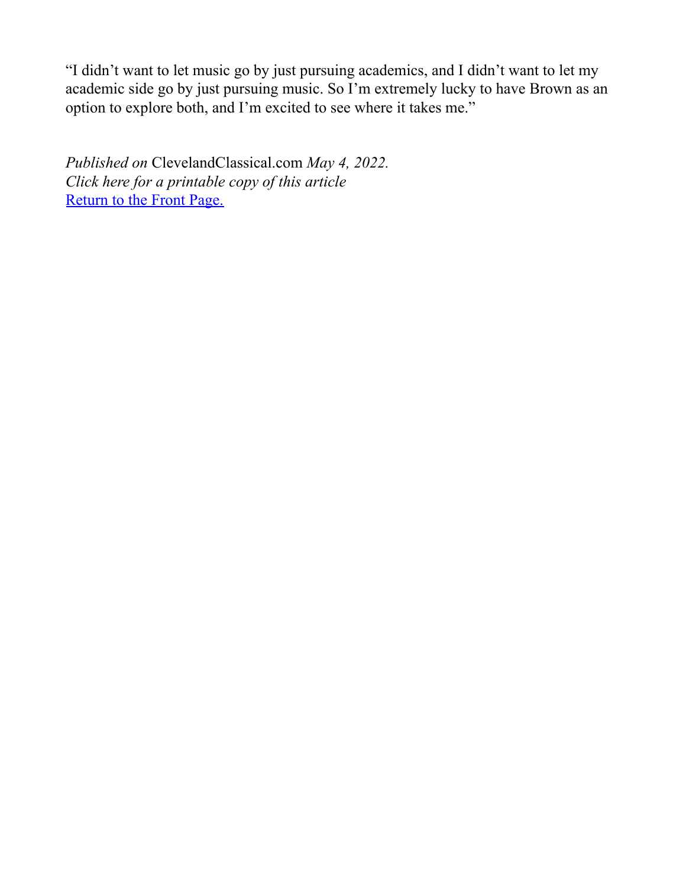"I didn't want to let music go by just pursuing academics, and I didn't want to let my academic side go by just pursuing music. So I'm extremely lucky to have Brown as an option to explore both, and I'm excited to see where it takes me."

*Published on* ClevelandClassical.com *May 4, 2022.*
*Click here for a printable copy of this article*
Return to the Front Page.